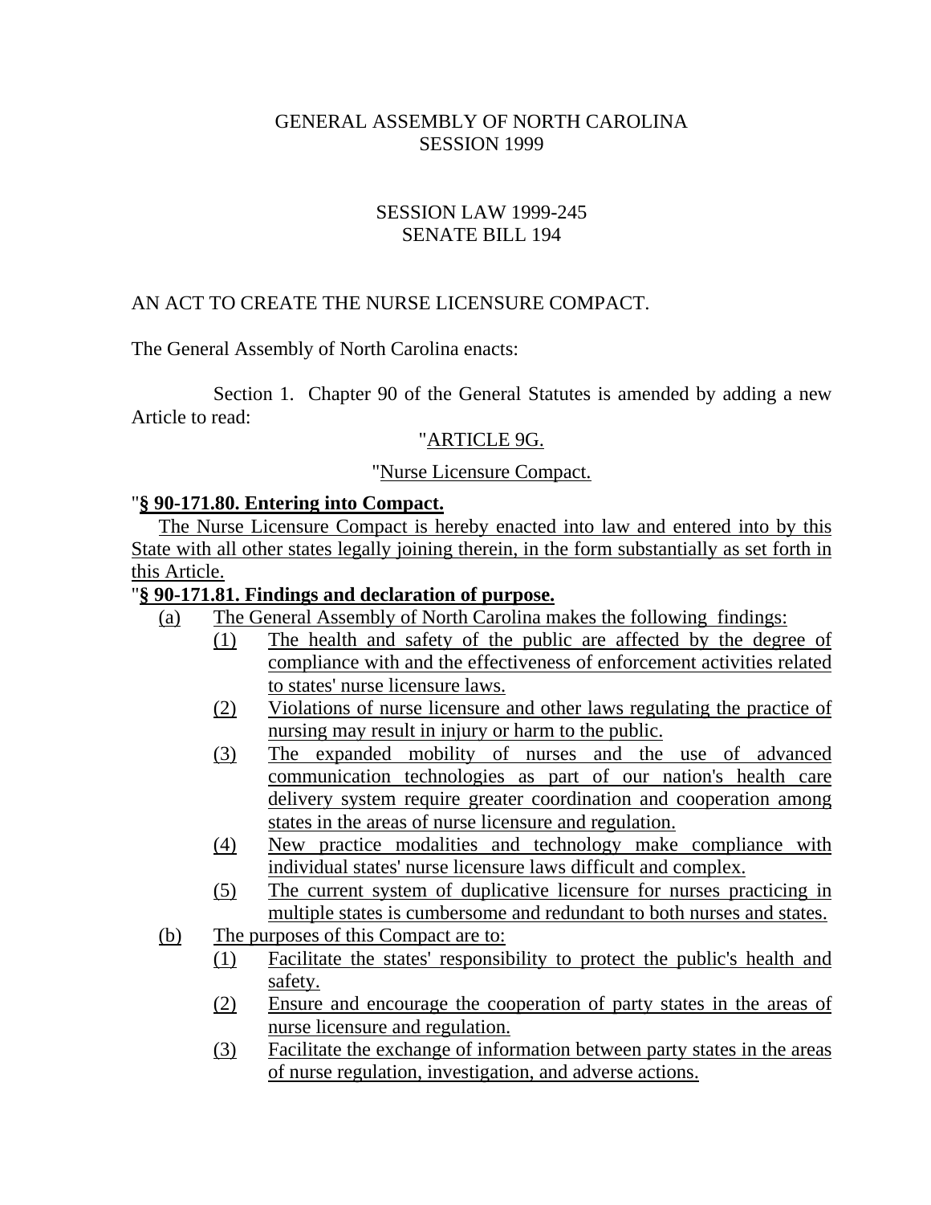GENERAL ASSEMBLY OF NORTH CAROLINA
SESSION 1999

SESSION LAW 1999-245
SENATE BILL 194

AN ACT TO CREATE THE NURSE LICENSURE COMPACT.

The General Assembly of North Carolina enacts:

Section 1. Chapter 90 of the General Statutes is amended by adding a new Article to read:

"ARTICLE 9G.

"Nurse Licensure Compact.

"**§ 90-171.80. Entering into Compact.**

The Nurse Licensure Compact is hereby enacted into law and entered into by this State with all other states legally joining therein, in the form substantially as set forth in this Article.

"**§ 90-171.81. Findings and declaration of purpose.**

(a) The General Assembly of North Carolina makes the following findings:

(1) The health and safety of the public are affected by the degree of compliance with and the effectiveness of enforcement activities related to states' nurse licensure laws.

(2) Violations of nurse licensure and other laws regulating the practice of nursing may result in injury or harm to the public.

(3) The expanded mobility of nurses and the use of advanced communication technologies as part of our nation's health care delivery system require greater coordination and cooperation among states in the areas of nurse licensure and regulation.

(4) New practice modalities and technology make compliance with individual states' nurse licensure laws difficult and complex.

(5) The current system of duplicative licensure for nurses practicing in multiple states is cumbersome and redundant to both nurses and states.

(b) The purposes of this Compact are to:

(1) Facilitate the states' responsibility to protect the public's health and safety.

(2) Ensure and encourage the cooperation of party states in the areas of nurse licensure and regulation.

(3) Facilitate the exchange of information between party states in the areas of nurse regulation, investigation, and adverse actions.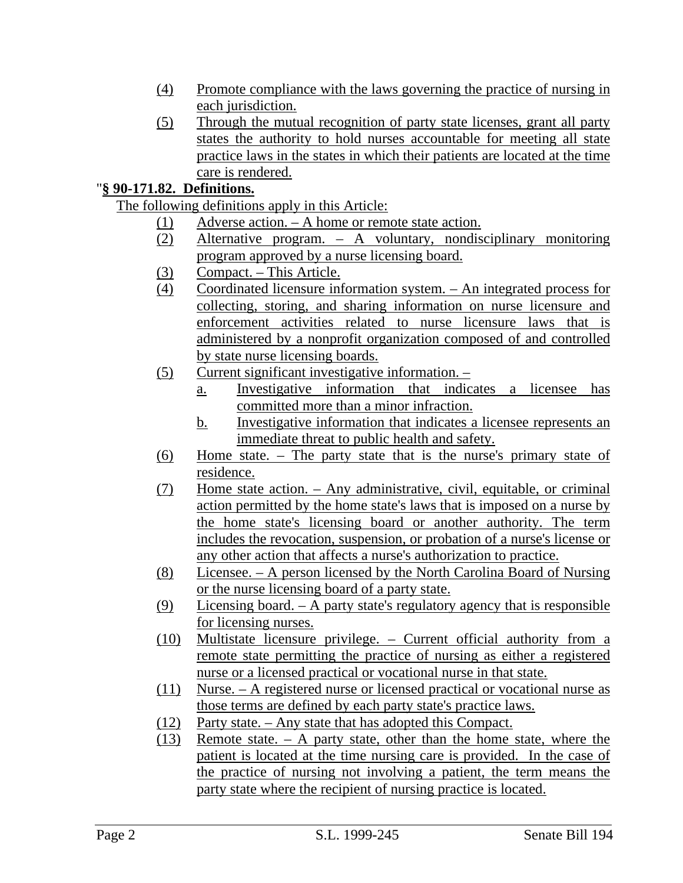(4) Promote compliance with the laws governing the practice of nursing in each jurisdiction.

(5) Through the mutual recognition of party state licenses, grant all party states the authority to hold nurses accountable for meeting all state practice laws in the states in which their patients are located at the time care is rendered.

"**§ 90-171.82. Definitions.**

The following definitions apply in this Article:

(1) Adverse action. – A home or remote state action.

(2) Alternative program. – A voluntary, nondisciplinary monitoring program approved by a nurse licensing board.

(3) Compact. – This Article.

(4) Coordinated licensure information system. – An integrated process for collecting, storing, and sharing information on nurse licensure and enforcement activities related to nurse licensure laws that is administered by a nonprofit organization composed of and controlled by state nurse licensing boards.

(5) Current significant investigative information. –

a. Investigative information that indicates a licensee has committed more than a minor infraction.

b. Investigative information that indicates a licensee represents an immediate threat to public health and safety.

(6) Home state. – The party state that is the nurse's primary state of residence.

(7) Home state action. – Any administrative, civil, equitable, or criminal action permitted by the home state's laws that is imposed on a nurse by the home state's licensing board or another authority. The term includes the revocation, suspension, or probation of a nurse's license or any other action that affects a nurse's authorization to practice.

(8) Licensee. – A person licensed by the North Carolina Board of Nursing or the nurse licensing board of a party state.

(9) Licensing board. – A party state's regulatory agency that is responsible for licensing nurses.

(10) Multistate licensure privilege. – Current official authority from a remote state permitting the practice of nursing as either a registered nurse or a licensed practical or vocational nurse in that state.

(11) Nurse. – A registered nurse or licensed practical or vocational nurse as those terms are defined by each party state's practice laws.

(12) Party state. – Any state that has adopted this Compact.

(13) Remote state. – A party state, other than the home state, where the patient is located at the time nursing care is provided. In the case of the practice of nursing not involving a patient, the term means the party state where the recipient of nursing practice is located.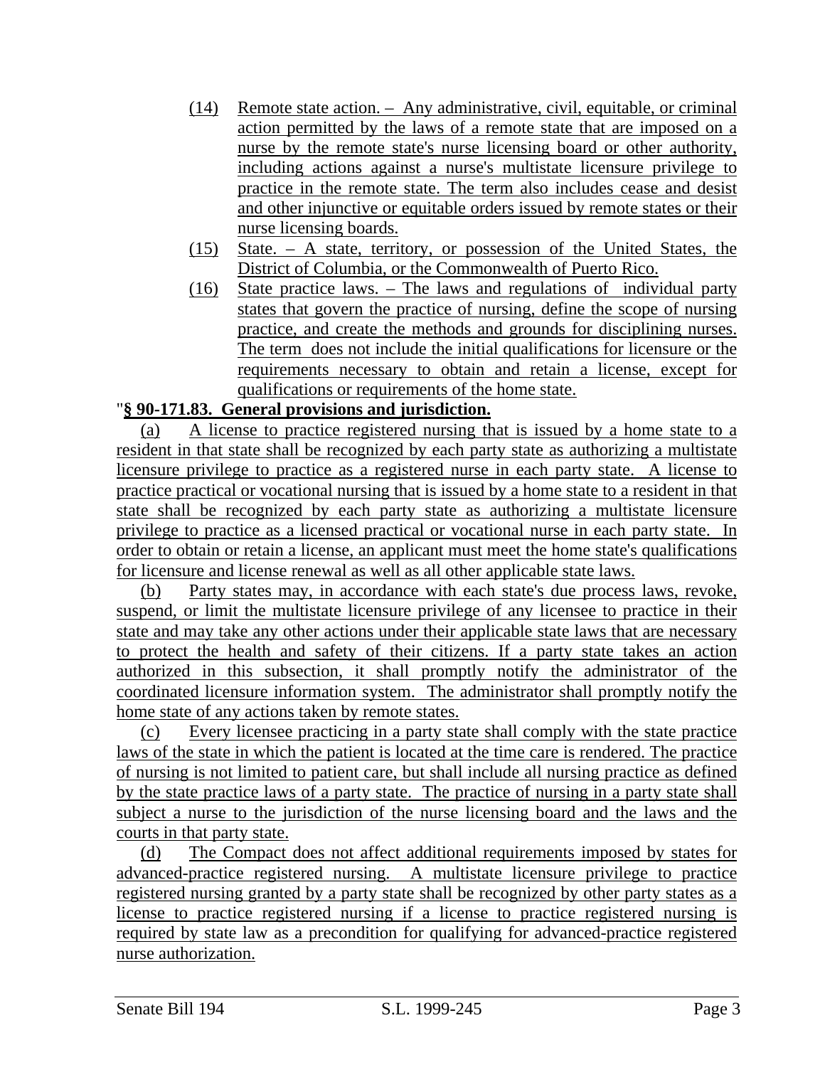(14) Remote state action. – Any administrative, civil, equitable, or criminal action permitted by the laws of a remote state that are imposed on a nurse by the remote state's nurse licensing board or other authority, including actions against a nurse's multistate licensure privilege to practice in the remote state. The term also includes cease and desist and other injunctive or equitable orders issued by remote states or their nurse licensing boards.

(15) State. – A state, territory, or possession of the United States, the District of Columbia, or the Commonwealth of Puerto Rico.

(16) State practice laws. – The laws and regulations of individual party states that govern the practice of nursing, define the scope of nursing practice, and create the methods and grounds for disciplining nurses. The term does not include the initial qualifications for licensure or the requirements necessary to obtain and retain a license, except for qualifications or requirements of the home state.

"**§ 90-171.83. General provisions and jurisdction.**

(a) A license to practice registered nursing that is issued by a home state to a resident in that state shall be recognized by each party state as authorizing a multistate licensure privilege to practice as a registered nurse in each party state. A license to practice practical or vocational nursing that is issued by a home state to a resident in that state shall be recognized by each party state as authorizing a multistate licensure privilege to practice as a licensed practical or vocational nurse in each party state. In order to obtain or retain a license, an applicant must meet the home state's qualifications for licensure and license renewal as well as all other applicable state laws.

(b) Party states may, in accordance with each state's due process laws, revoke, suspend, or limit the multistate licensure privilege of any licensee to practice in their state and may take any other actions under their applicable state laws that are necessary to protect the health and safety of their citizens. If a party state takes an action authorized in this subsection, it shall promptly notify the administrator of the coordinated licensure information system. The administrator shall promptly notify the home state of any actions taken by remote states.

(c) Every licensee practicing in a party state shall comply with the state practice laws of the state in which the patient is located at the time care is rendered. The practice of nursing is not limited to patient care, but shall include all nursing practice as defined by the state practice laws of a party state. The practice of nursing in a party state shall subject a nurse to the jurisdiction of the nurse licensing board and the laws and the courts in that party state.

(d) The Compact does not affect additional requirements imposed by states for advanced-practice registered nursing. A multistate licensure privilege to practice registered nursing granted by a party state shall be recognized by other party states as a license to practice registered nursing if a license to practice registered nursing is required by state law as a precondition for qualifying for advanced-practice registered nurse authorization.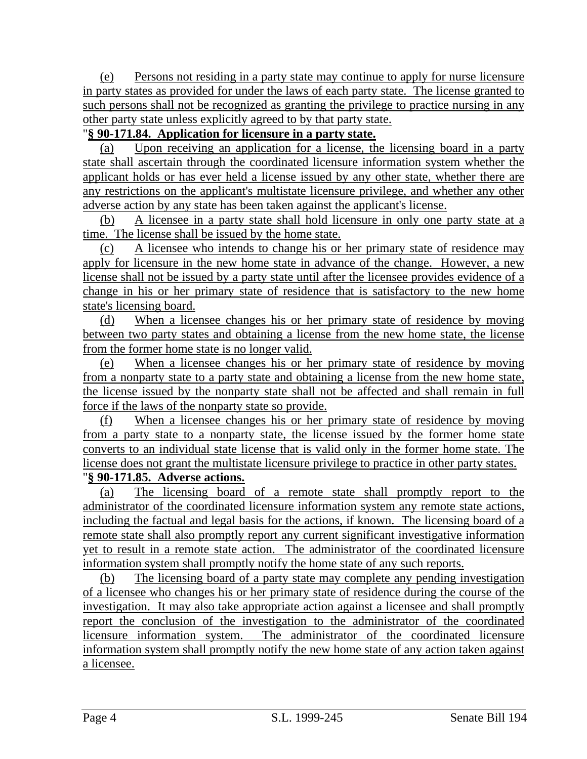(e) Persons not residing in a party state may continue to apply for nurse licensure in party states as provided for under the laws of each party state. The license granted to such persons shall not be recognized as granting the privilege to practice nursing in any other party state unless explicitly agreed to by that party state.

"**§ 90-171.84. Application for licensure in a party state.**

(a) Upon receiving an application for a license, the licensing board in a party state shall ascertain through the coordinated licensure information system whether the applicant holds or has ever held a license issued by any other state, whether there are any restrictions on the applicant's multistate licensure privilege, and whether any other adverse action by any state has been taken against the applicant's license.

(b) A licensee in a party state shall hold licensure in only one party state at a time. The license shall be issued by the home state.

(c) A licensee who intends to change his or her primary state of residence may apply for licensure in the new home state in advance of the change. However, a new license shall not be issued by a party state until after the licensee provides evidence of a change in his or her primary state of residence that is satisfactory to the new home state's licensing board.

(d) When a licensee changes his or her primary state of residence by moving between two party states and obtaining a license from the new home state, the license from the former home state is no longer valid.

(e) When a licensee changes his or her primary state of residence by moving from a nonparty state to a party state and obtaining a license from the new home state, the license issued by the nonparty state shall not be affected and shall remain in full force if the laws of the nonparty state so provide.

(f) When a licensee changes his or her primary state of residence by moving from a party state to a nonparty state, the license issued by the former home state converts to an individual state license that is valid only in the former home state. The license does not grant the multistate licensure privilege to practice in other party states.

"**§ 90-171.85. Adverse actions.**

(a) The licensing board of a remote state shall promptly report to the administrator of the coordinated licensure information system any remote state actions, including the factual and legal basis for the actions, if known. The licensing board of a remote state shall also promptly report any current significant investigative information yet to result in a remote state action. The administrator of the coordinated licensure information system shall promptly notify the home state of any such reports.

(b) The licensing board of a party state may complete any pending investigation of a licensee who changes his or her primary state of residence during the course of the investigation. It may also take appropriate action against a licensee and shall promptly report the conclusion of the investigation to the administrator of the coordinated licensure information system. The administrator of the coordinated licensure information system shall promptly notify the new home state of any action taken against a licensee.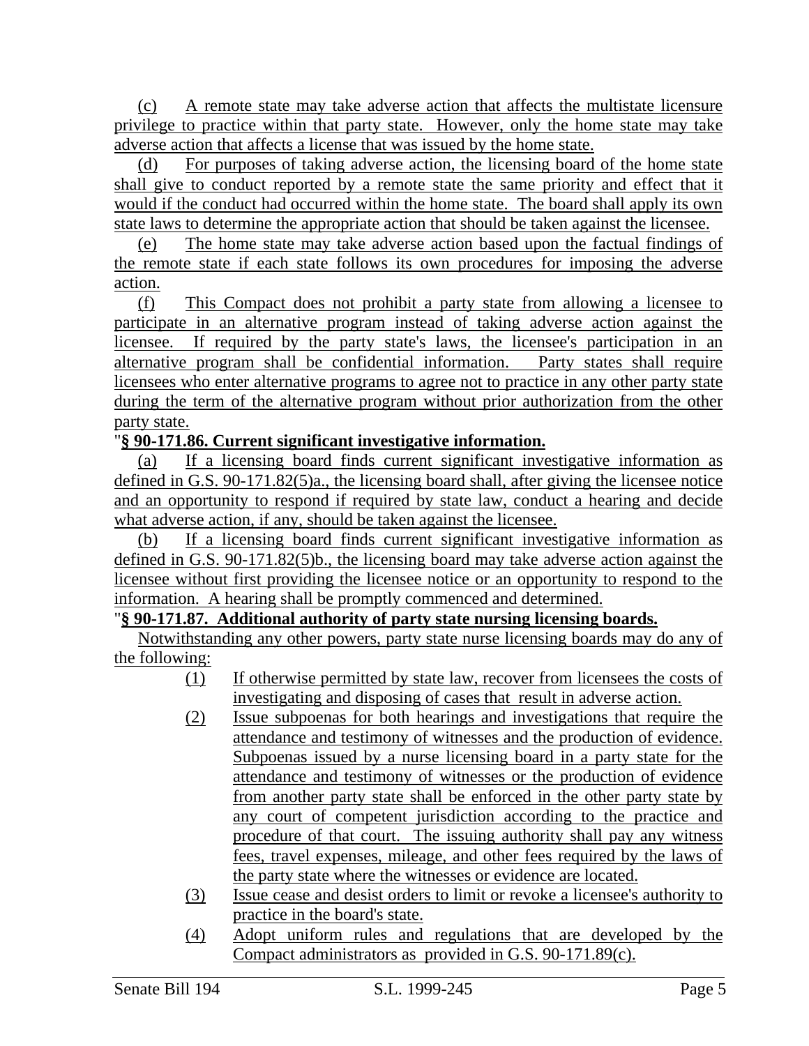(c) A remote state may take adverse action that affects the multistate licensure privilege to practice within that party state. However, only the home state may take adverse action that affects a license that was issued by the home state.

(d) For purposes of taking adverse action, the licensing board of the home state shall give to conduct reported by a remote state the same priority and effect that it would if the conduct had occurred within the home state. The board shall apply its own state laws to determine the appropriate action that should be taken against the licensee.

(e) The home state may take adverse action based upon the factual findings of the remote state if each state follows its own procedures for imposing the adverse action.

(f) This Compact does not prohibit a party state from allowing a licensee to participate in an alternative program instead of taking adverse action against the licensee. If required by the party state's laws, the licensee's participation in an alternative program shall be confidential information. Party states shall require licensees who enter alternative programs to agree not to practice in any other party state during the term of the alternative program without prior authorization from the other party state.

"**§ 90-171.86. Current significant investigative information.**

(a) If a licensing board finds current significant investigative information as defined in G.S. 90-171.82(5)a., the licensing board shall, after giving the licensee notice and an opportunity to respond if required by state law, conduct a hearing and decide what adverse action, if any, should be taken against the licensee.

(b) If a licensing board finds current significant investigative information as defined in G.S. 90-171.82(5)b., the licensing board may take adverse action against the licensee without first providing the licensee notice or an opportunity to respond to the information. A hearing shall be promptly commenced and determined.

"**§ 90-171.87. Additional authority of party state nursing licensing boards.**

Notwithstanding any other powers, party state nurse licensing boards may do any of the following:

(1) If otherwise permitted by state law, recover from licensees the costs of investigating and disposing of cases that result in adverse action.
(2) Issue subpoenas for both hearings and investigations that require the attendance and testimony of witnesses and the production of evidence. Subpoenas issued by a nurse licensing board in a party state for the attendance and testimony of witnesses or the production of evidence from another party state shall be enforced in the other party state by any court of competent jurisdiction according to the practice and procedure of that court. The issuing authority shall pay any witness fees, travel expenses, mileage, and other fees required by the laws of the party state where the witnesses or evidence are located.
(3) Issue cease and desist orders to limit or revoke a licensee's authority to practice in the board's state.
(4) Adopt uniform rules and regulations that are developed by the Compact administrators as provided in G.S. 90-171.89(c).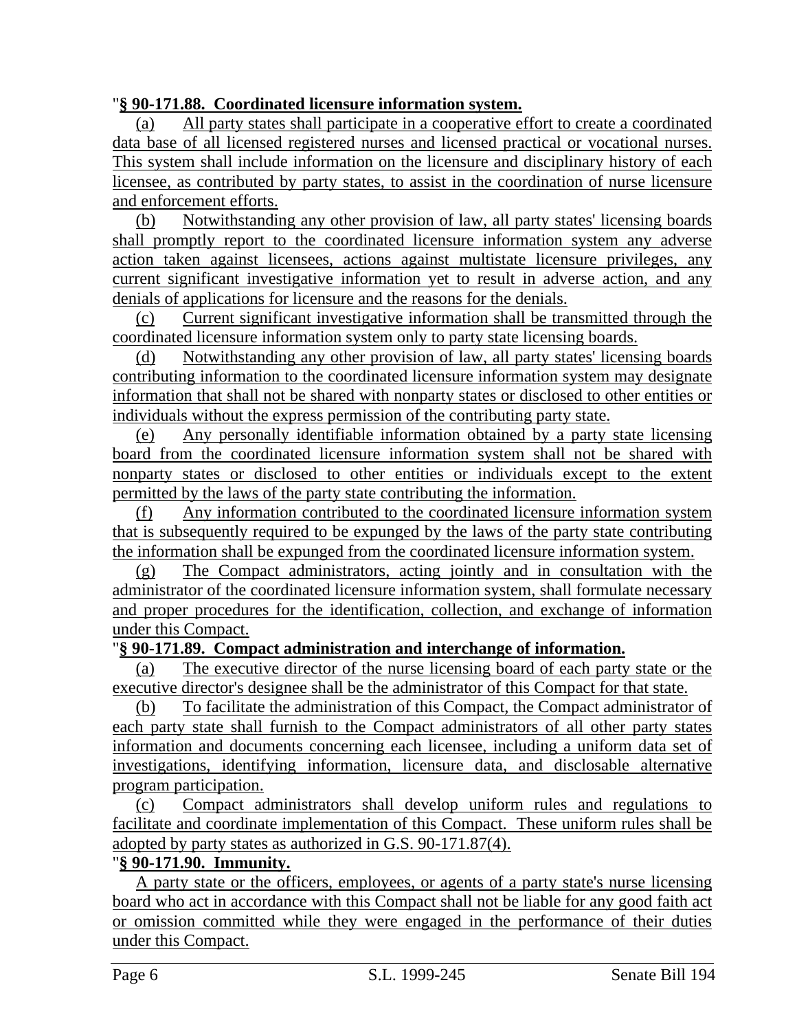"**§ 90-171.88. Coordinated licensure information system.**

(a) All party states shall participate in a cooperative effort to create a coordinated data base of all licensed registered nurses and licensed practical or vocational nurses. This system shall include information on the licensure and disciplinary history of each licensee, as contributed by party states, to assist in the coordination of nurse licensure and enforcement efforts.

(b) Notwithstanding any other provision of law, all party states' licensing boards shall promptly report to the coordinated licensure information system any adverse action taken against licensees, actions against multistate licensure privileges, any current significant investigative information yet to result in adverse action, and any denials of applications for licensure and the reasons for the denials.

(c) Current significant investigative information shall be transmitted through the coordinated licensure information system only to party state licensing boards.

(d) Notwithstanding any other provision of law, all party states' licensing boards contributing information to the coordinated licensure information system may designate information that shall not be shared with nonparty states or disclosed to other entities or individuals without the express permission of the contributing party state.

(e) Any personally identifiable information obtained by a party state licensing board from the coordinated licensure information system shall not be shared with nonparty states or disclosed to other entities or individuals except to the extent permitted by the laws of the party state contributing the information.

(f) Any information contributed to the coordinated licensure information system that is subsequently required to be expunged by the laws of the party state contributing the information shall be expunged from the coordinated licensure information system.

(g) The Compact administrators, acting jointly and in consultation with the administrator of the coordinated licensure information system, shall formulate necessary and proper procedures for the identification, collection, and exchange of information under this Compact.

"**§ 90-171.89. Compact administration and interchange of information.**

(a) The executive director of the nurse licensing board of each party state or the executive director's designee shall be the administrator of this Compact for that state.

(b) To facilitate the administration of this Compact, the Compact administrator of each party state shall furnish to the Compact administrators of all other party states information and documents concerning each licensee, including a uniform data set of investigations, identifying information, licensure data, and disclosable alternative program participation.

(c) Compact administrators shall develop uniform rules and regulations to facilitate and coordinate implementation of this Compact. These uniform rules shall be adopted by party states as authorized in G.S. 90-171.87(4).

"**§ 90-171.90. Immunity.**

A party state or the officers, employees, or agents of a party state's nurse licensing board who act in accordance with this Compact shall not be liable for any good faith act or omission committed while they were engaged in the performance of their duties under this Compact.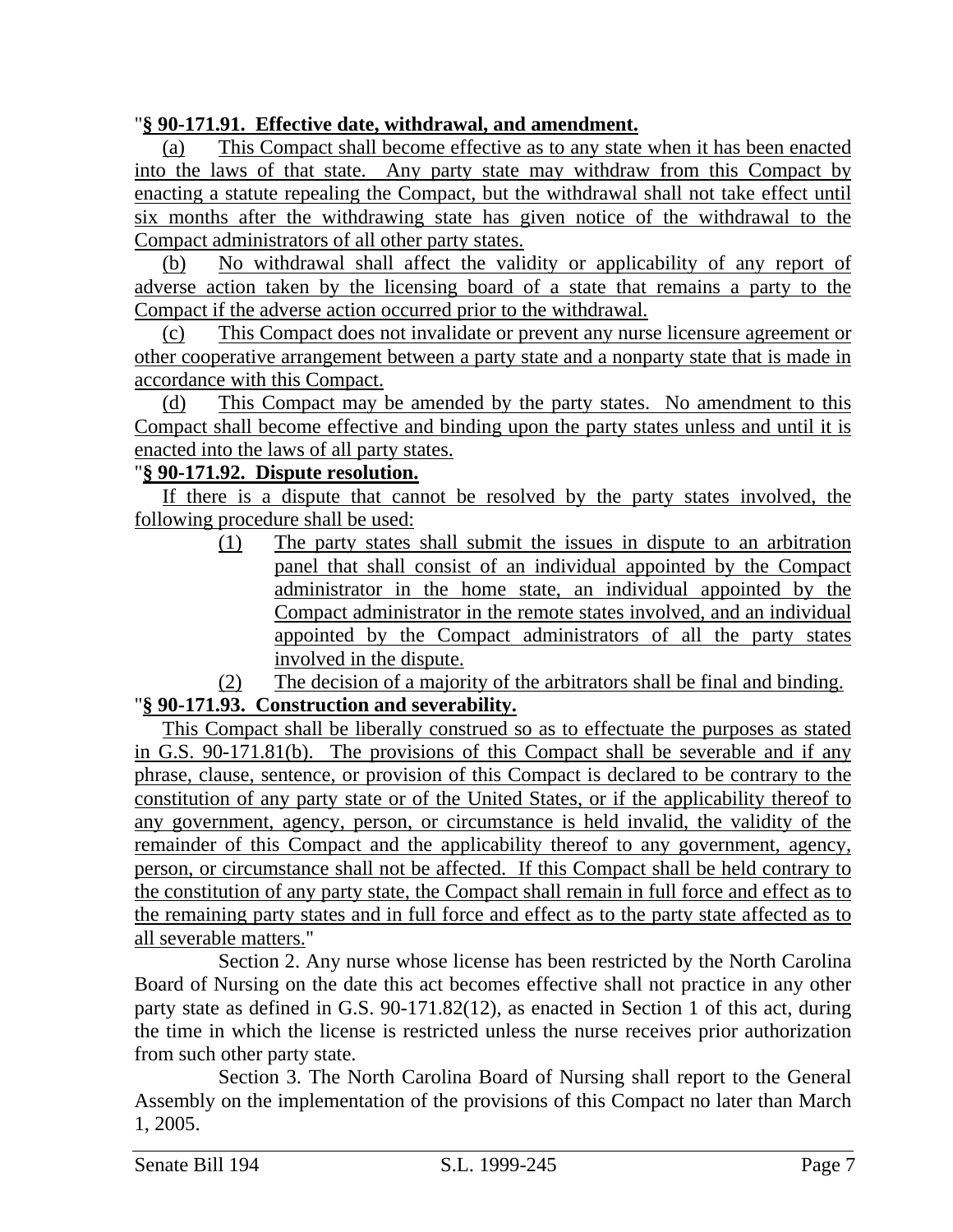"**§ 90-171.91. Effective date, withdrawal, and amendment.**

(a) This Compact shall become effective as to any state when it has been enacted into the laws of that state. Any party state may withdraw from this Compact by enacting a statute repealing the Compact, but the withdrawal shall not take effect until six months after the withdrawing state has given notice of the withdrawal to the Compact administrators of all other party states.

(b) No withdrawal shall affect the validity or applicability of any report of adverse action taken by the licensing board of a state that remains a party to the Compact if the adverse action occurred prior to the withdrawal.

(c) This Compact does not invalidate or prevent any nurse licensure agreement or other cooperative arrangement between a party state and a nonparty state that is made in accordance with this Compact.

(d) This Compact may be amended by the party states. No amendment to this Compact shall become effective and binding upon the party states unless and until it is enacted into the laws of all party states.

"**§ 90-171.92. Dispute resolution.**

If there is a dispute that cannot be resolved by the party states involved, the following procedure shall be used:

(1) The party states shall submit the issues in dispute to an arbitration panel that shall consist of an individual appointed by the Compact administrator in the home state, an individual appointed by the Compact administrator in the remote states involved, and an individual appointed by the Compact administrators of all the party states involved in the dispute.

(2) The decision of a majority of the arbitrators shall be final and binding.

"**§ 90-171.93. Construction and severability.**

This Compact shall be liberally construed so as to effectuate the purposes as stated in G.S. 90-171.81(b). The provisions of this Compact shall be severable and if any phrase, clause, sentence, or provision of this Compact is declared to be contrary to the constitution of any party state or of the United States, or if the applicability thereof to any government, agency, person, or circumstance is held invalid, the validity of the remainder of this Compact and the applicability thereof to any government, agency, person, or circumstance shall not be affected. If this Compact shall be held contrary to the constitution of any party state, the Compact shall remain in full force and effect as to the remaining party states and in full force and effect as to the party state affected as to all severable matters."

Section 2. Any nurse whose license has been restricted by the North Carolina Board of Nursing on the date this act becomes effective shall not practice in any other party state as defined in G.S. 90-171.82(12), as enacted in Section 1 of this act, during the time in which the license is restricted unless the nurse receives prior authorization from such other party state.

Section 3. The North Carolina Board of Nursing shall report to the General Assembly on the implementation of the provisions of this Compact no later than March 1, 2005.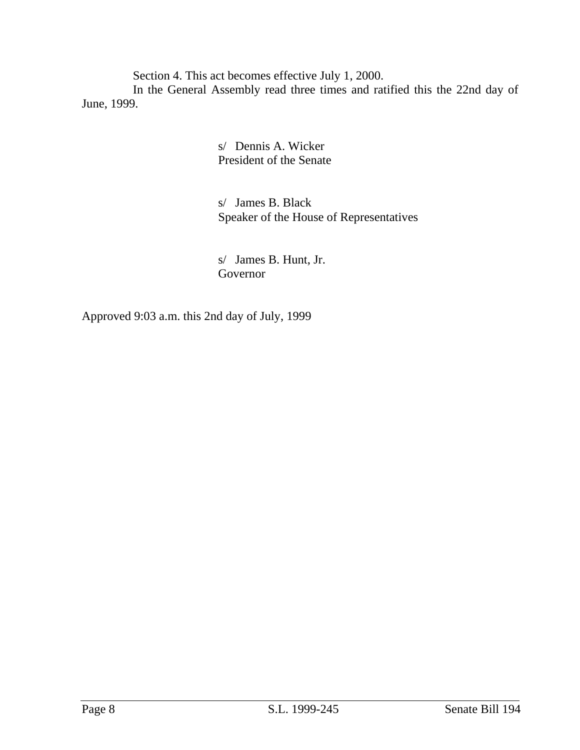Section 4. This act becomes effective July 1, 2000.

In the General Assembly read three times and ratified this the 22nd day of June, 1999.

s/ Dennis A. Wicker
President of the Senate

s/ James B. Black
Speaker of the House of Representatives

s/ James B. Hunt, Jr.
Governor

Approved 9:03 a.m. this 2nd day of July, 1999